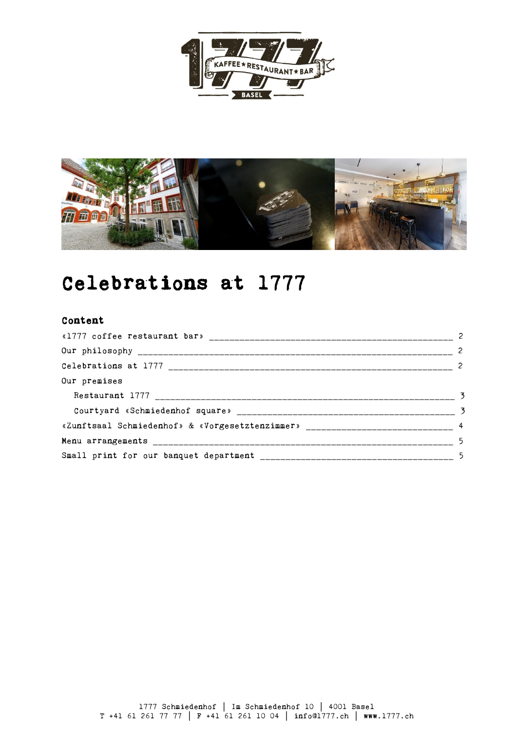# Celebrations at 1777

## Content

| | |
|---|---|
| «1777 coffee restaurant bar» | 2 |
| Our philosophy | 2 |
| Celebrations at 1777 | 2 |
| Our premises | |
| Restaurant 1777 | 3 |
| Courtyard «Schmiedenhof square» | 3 |
| «Zunftsaal Schmiedenhof» & «Vorgesetztenzimmer» | 4 |
| Menu arrangements | 5 |
| Small print for our banquet department | 5 |

1777 Schmiedenhof | Im Schmiedenhof 10 | 4001 Basel
T +41 61 261 77 77 | F +41 61 261 10 04 | info@1777.ch | www.1777.ch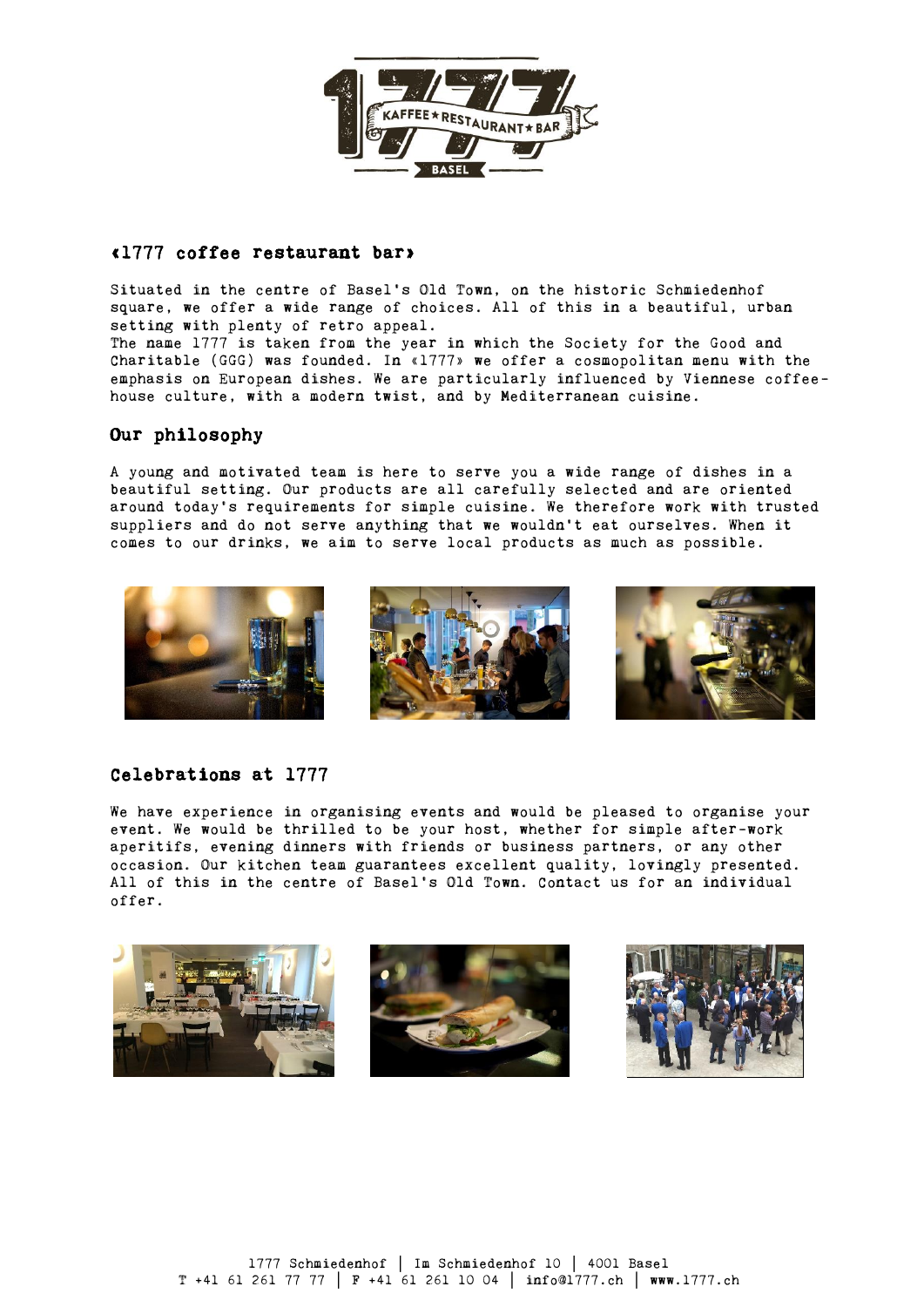## «1777 coffee restaurant bar»

Situated in the centre of Basel's Old Town, on the historic Schmiedenhof square, we offer a wide range of choices. All of this in a beautiful, urban setting with plenty of retro appeal.
The name 1777 is taken from the year in which the Society for the Good and Charitable (GGG) was founded. In «1777» we offer a cosmopolitan menu with the emphasis on European dishes. We are particularly influenced by Viennese coffee-house culture, with a modern twist, and by Mediterranean cuisine.

## Our philosophy

A young and motivated team is here to serve you a wide range of dishes in a beautiful setting. Our products are all carefully selected and are oriented around today's requirements for simple cuisine. We therefore work with trusted suppliers and do not serve anything that we wouldn't eat ourselves. When it comes to our drinks, we aim to serve local products as much as possible.

## Celebrations at 1777

We have experience in organising events and would be pleased to organise your event. We would be thrilled to be your host, whether for simple after-work aperitifs, evening dinners with friends or business partners, or any other occasion. Our kitchen team guarantees excellent quality, lovingly presented. All of this in the centre of Basel's Old Town. Contact us for an individual offer.

1777 Schmiedenhof | Im Schmiedenhof 10 | 4001 Basel
T +41 61 261 77 77 | F +41 61 261 10 04 | info@1777.ch | www.1777.ch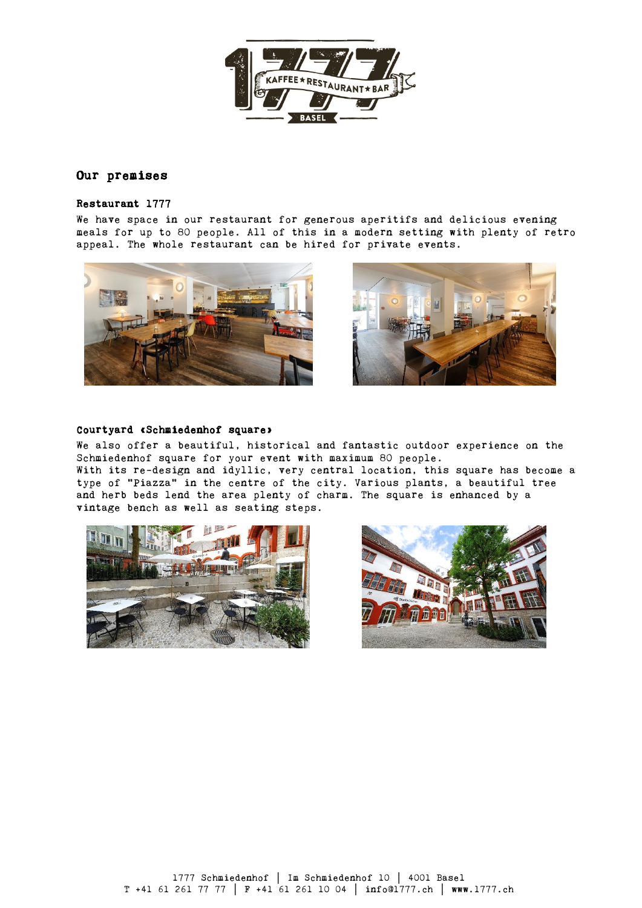## Our premises

### Restaurant 1777

We have space in our restaurant for generous aperitifs and delicious evening meals for up to 80 people. All of this in a modern setting with plenty of retro appeal. The whole restaurant can be hired for private events.

### Courtyard «Schmiedenhof square»

We also offer a beautiful, historical and fantastic outdoor experience on the Schmiedenhof square for your event with maximum 80 people.
With its re-design and idyllic, very central location, this square has become a type of "Piazza" in the centre of the city. Various plants, a beautiful tree and herb beds lend the area plenty of charm. The square is enhanced by a vintage bench as well as seating steps.

1777 Schmiedenhof | Im Schmiedenhof 10 | 4001 Basel
T +41 61 261 77 77 | F +41 61 261 10 04 | info@1777.ch | www.1777.ch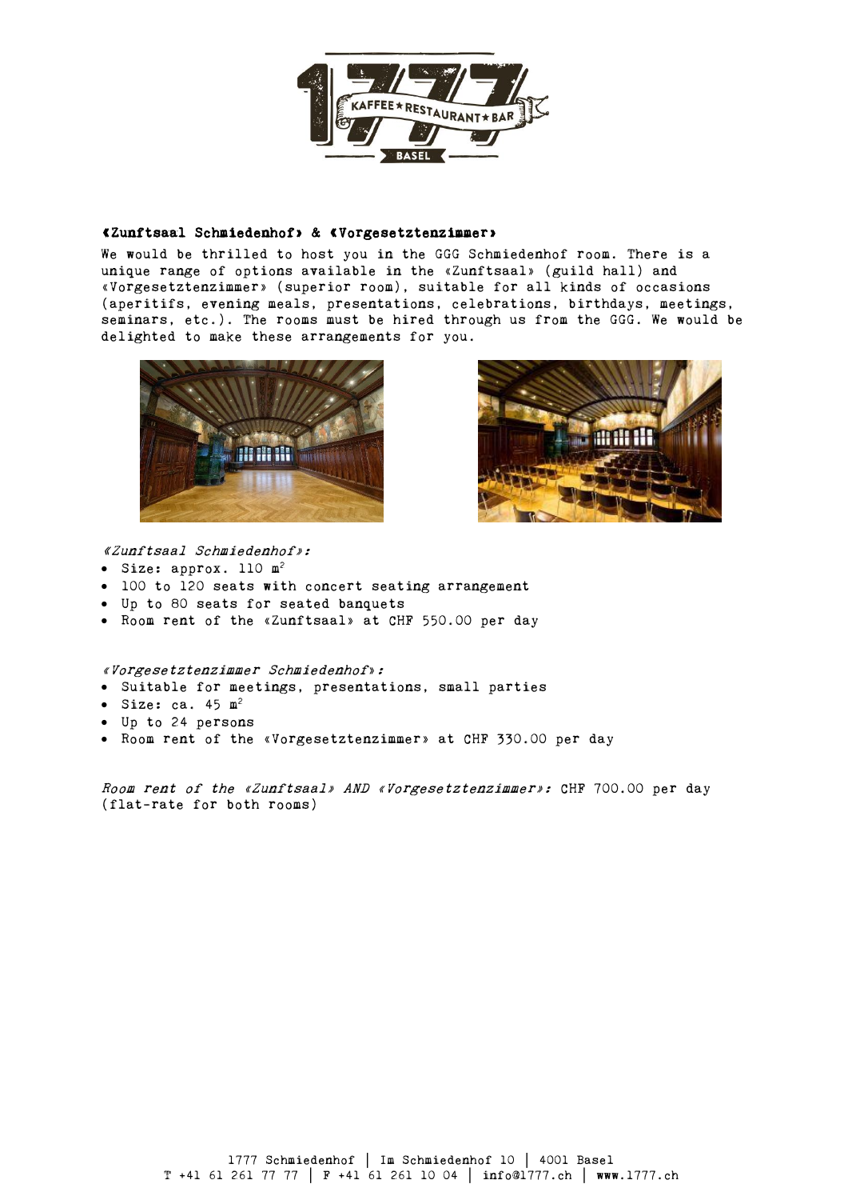**«Zunftsaal Schmiedenhof» & «Vorgesetztenzimmer»**

We would be thrilled to host you in the GGG Schmiedenhof room. There is a unique range of options available in the «Zunftsaal» (guild hall) and «Vorgesetztenzimmer» (superior room), suitable for all kinds of occasions (aperitifs, evening meals, presentations, celebrations, birthdays, meetings, seminars, etc.). The rooms must be hired through us from the GGG. We would be delighted to make these arrangements for you.

*«Zunftsaal Schmiedenhof»:*

- Size: approx. 110 m²
- 100 to 120 seats with concert seating arrangement
- Up to 80 seats for seated banquets
- Room rent of the «Zunftsaal» at CHF 550.00 per day

*«Vorgesetztenzimmer Schmiedenhof»:*

- Suitable for meetings, presentations, small parties
- Size: ca. 45 m²
- Up to 24 persons
- Room rent of the «Vorgesetztenzimmer» at CHF 330.00 per day

*Room rent of the «Zunftsaal» AND «Vorgesetztenzimmer»:* CHF 700.00 per day (flat-rate for both rooms)

1777 Schmiedenhof | Im Schmiedenhof 10 | 4001 Basel
T +41 61 261 77 77 | F +41 61 261 10 04 | info@1777.ch | www.1777.ch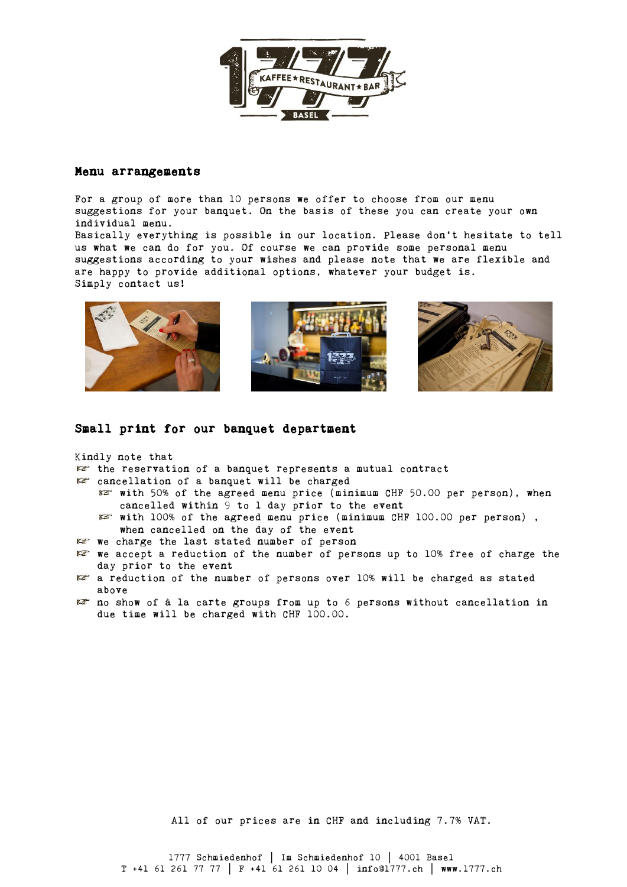## Menu arrangements

For a group of more than 10 persons we offer to choose from our menu suggestions for your banquet. On the basis of these you can create your own individual menu.
Basically everything is possible in our location. Please don't hesitate to tell us what we can do for you. Of course we can provide some personal menu suggestions according to your wishes and please note that we are flexible and are happy to provide additional options, whatever your budget is.
Simply contact us!

## Small print for our banquet department

Kindly note that

- the reservation of a banquet represents a mutual contract
- cancellation of a banquet will be charged
  - with 50% of the agreed menu price (minimum CHF 50.00 per person), when cancelled within 9 to 1 day prior to the event
  - with 100% of the agreed menu price (minimum CHF 100.00 per person) , when cancelled on the day of the event
- we charge the last stated number of person
- we accept a reduction of the number of persons up to 10% free of charge the day prior to the event
- a reduction of the number of persons over 10% will be charged as stated above
- no show of à la carte groups from up to 6 persons without cancellation in due time will be charged with CHF 100.00.

All of our prices are in CHF and including 7.7% VAT.

1777 Schmiedenhof | Im Schmiedenhof 10 | 4001 Basel
T +41 61 261 77 77 | F +41 61 261 10 04 | info@1777.ch | www.1777.ch